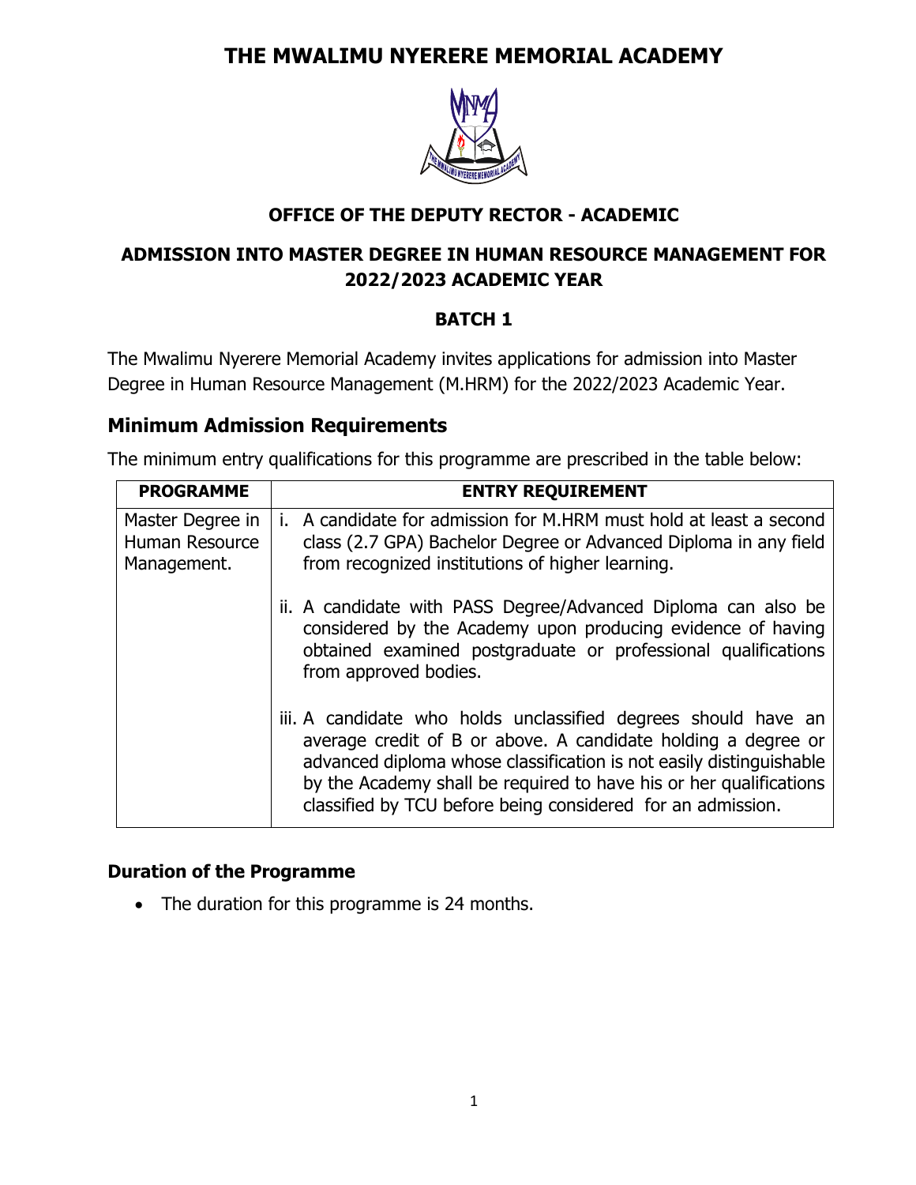# THE MWALIMU NYERERE MEMORIAL ACADEMY

## OFFICE OF THE DEPUTY RECTOR - ACADEMIC

## ADMISSION INTO MASTER DEGREE IN HUMAN RESOURCE MANAGEMENT FOR 2022/2023 ACADEMIC YEAR

## BATCH 1

The Mwalimu Nyerere Memorial Academy invites applications for admission into Master Degree in Human Resource Management (M.HRM) for the 2022/2023 Academic Year.

## Minimum Admission Requirements

The minimum entry qualifications for this programme are prescribed in the table below:

| PROGRAMME | ENTRY REQUIREMENT |
|---|---|
| Master Degree in Human Resource Management. | i. A candidate for admission for M.HRM must hold at least a second class (2.7 GPA) Bachelor Degree or Advanced Diploma in any field from recognized institutions of higher learning.<br><br>ii. A candidate with PASS Degree/Advanced Diploma can also be considered by the Academy upon producing evidence of having obtained examined postgraduate or professional qualifications from approved bodies.<br><br>iii. A candidate who holds unclassified degrees should have an average credit of B or above. A candidate holding a degree or advanced diploma whose classification is not easily distinguishable by the Academy shall be required to have his or her qualifications classified by TCU before being considered for an admission. |

### Duration of the Programme

- The duration for this programme is 24 months.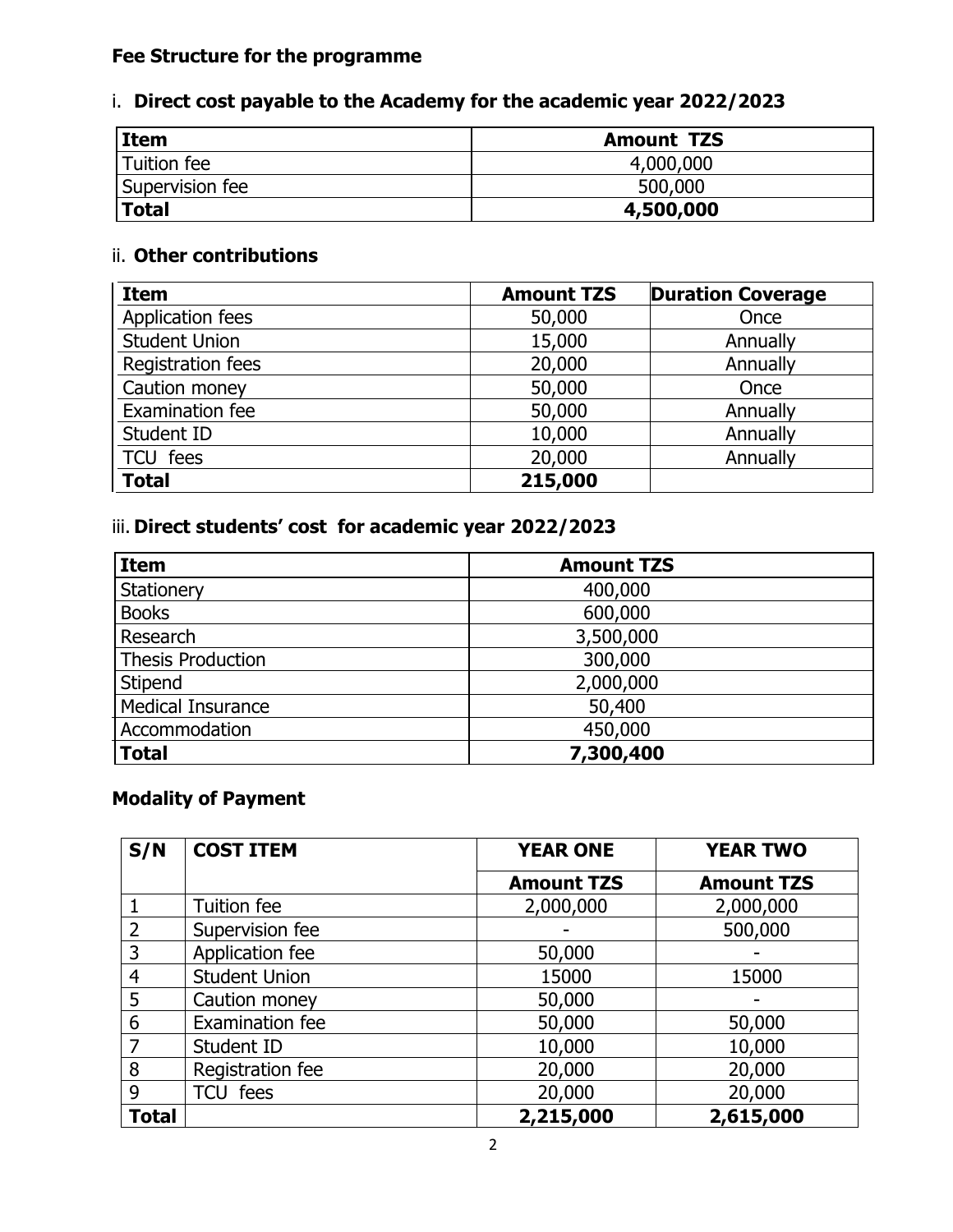**Fee Structure for the programme**

i. **Direct cost payable to the Academy for the academic year 2022/2023**

| **Item** | **Amount TZS** |
|---|---|
| Tuition fee | 4,000,000 |
| Supervision fee | 500,000 |
| **Total** | **4,500,000** |

ii. **Other contributions**

| **Item** | **Amount TZS** | **Duration Coverage** |
|---|---|---|
| Application fees | 50,000 | Once |
| Student Union | 15,000 | Annually |
| Registration fees | 20,000 | Annually |
| Caution money | 50,000 | Once |
| Examination fee | 50,000 | Annually |
| Student ID | 10,000 | Annually |
| TCU fees | 20,000 | Annually |
| **Total** | **215,000** | |

iii. **Direct students' cost for academic year 2022/2023**

| **Item** | **Amount TZS** |
|---|---|
| Stationery | 400,000 |
| Books | 600,000 |
| Research | 3,500,000 |
| Thesis Production | 300,000 |
| Stipend | 2,000,000 |
| Medical Insurance | 50,400 |
| Accommodation | 450,000 |
| **Total** | **7,300,400** |

**Modality of Payment**

| **S/N** | **COST ITEM** | **YEAR ONE** | **YEAR TWO** |
|---|---|---|---|
| | | **Amount TZS** | **Amount TZS** |
| 1 | Tuition fee | 2,000,000 | 2,000,000 |
| 2 | Supervision fee | - | 500,000 |
| 3 | Application fee | 50,000 | - |
| 4 | Student Union | 15000 | 15000 |
| 5 | Caution money | 50,000 | - |
| 6 | Examination fee | 50,000 | 50,000 |
| 7 | Student ID | 10,000 | 10,000 |
| 8 | Registration fee | 20,000 | 20,000 |
| 9 | TCU fees | 20,000 | 20,000 |
| **Total** | | **2,215,000** | **2,615,000** |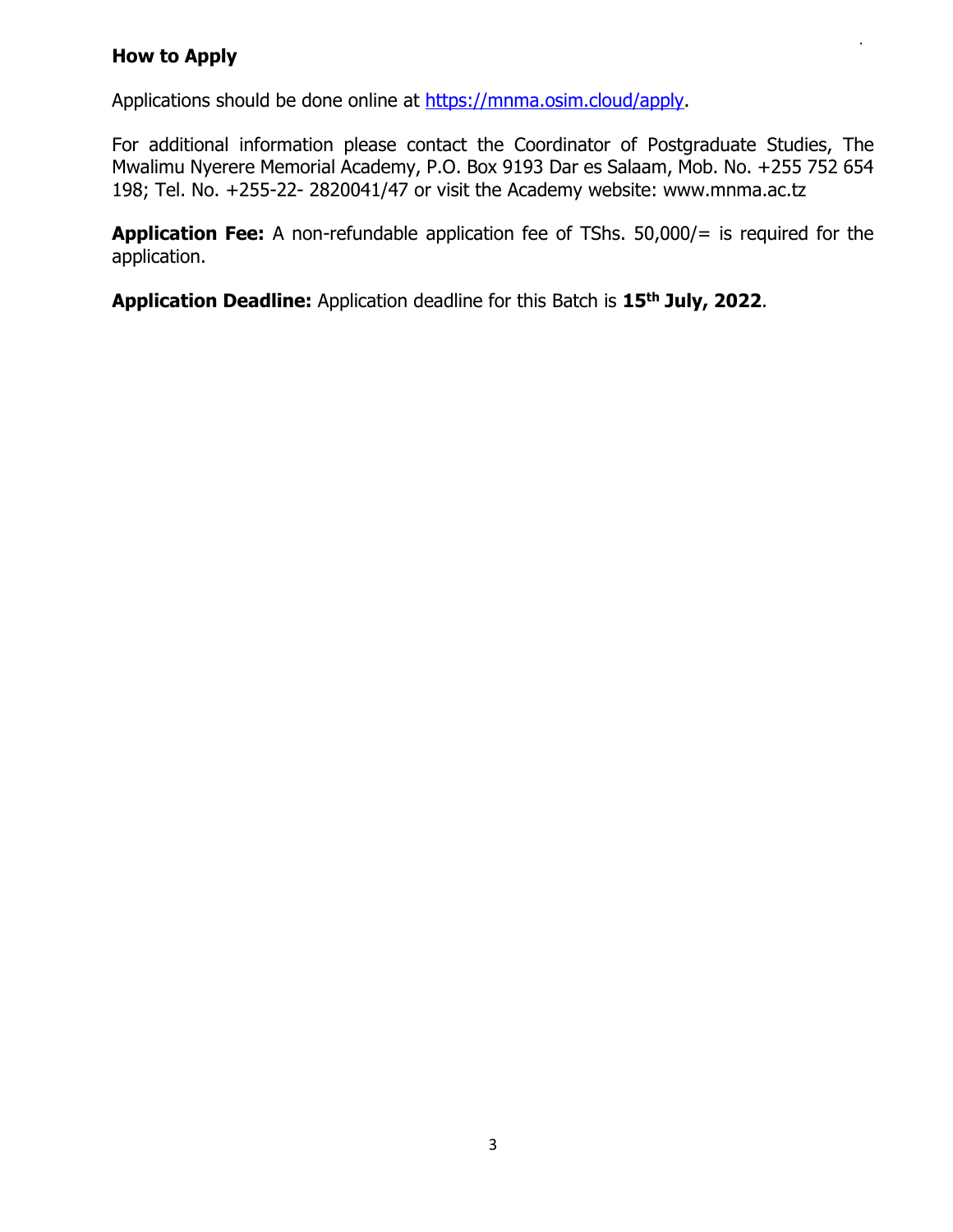## How to Apply

Applications should be done online at https://mnma.osim.cloud/apply.

For additional information please contact the Coordinator of Postgraduate Studies, The Mwalimu Nyerere Memorial Academy, P.O. Box 9193 Dar es Salaam, Mob. No. +255 752 654 198; Tel. No. +255-22- 2820041/47 or visit the Academy website: www.mnma.ac.tz

**Application Fee:** A non-refundable application fee of TShs. 50,000/= is required for the application.

**Application Deadline:** Application deadline for this Batch is **15th July, 2022**.